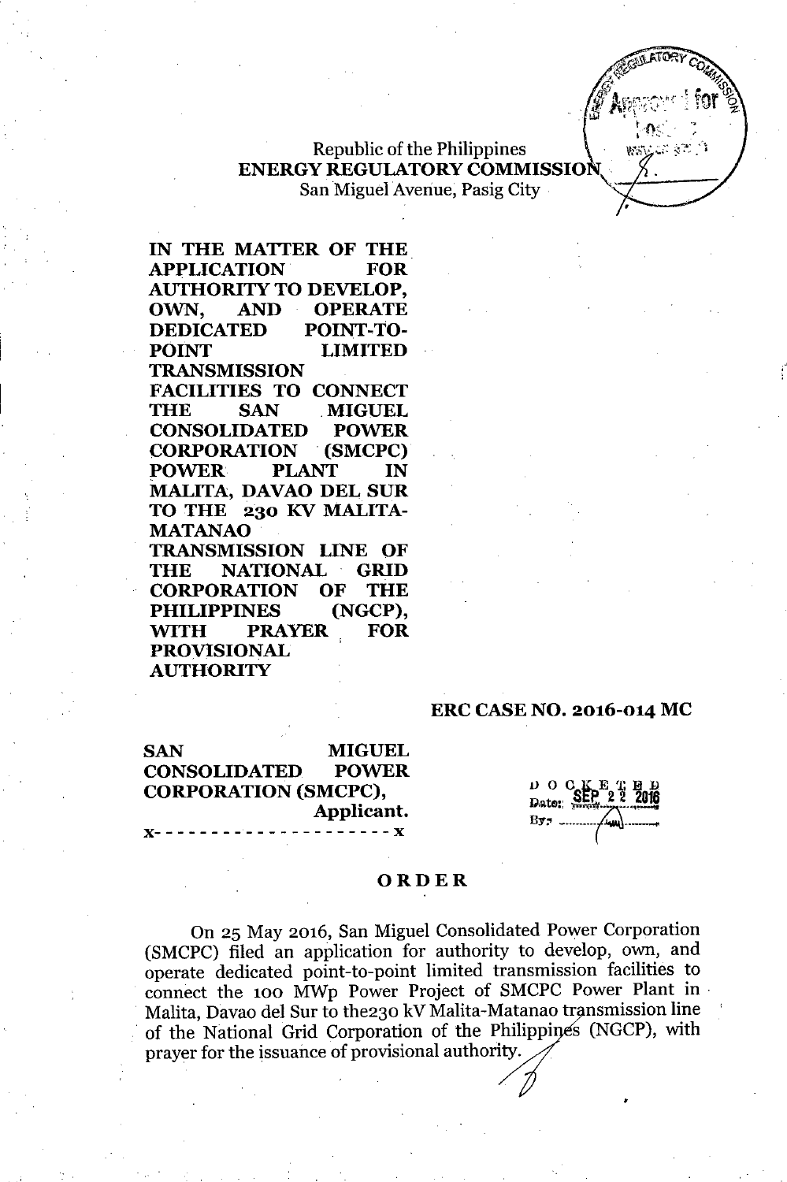Republic of the Philippines
**ENERGY REGULATORY COMMISSION**
San Miguel Avenue, Pasig City

**IN THE MATTER OF THE APPLICATION FOR AUTHORITY TO DEVELOP, OWN, AND OPERATE DEDICATED POINT-TO-POINT LIMITED TRANSMISSION FACILITIES TO CONNECT THE SAN MIGUEL CONSOLIDATED POWER CORPORATION (SMCPC) POWER PLANT IN MALITA, DAVAO DEL SUR TO THE 230 KV MALITA-MATANAO TRANSMISSION LINE OF THE NATIONAL GRID CORPORATION OF THE PHILIPPINES (NGCP), WITH PRAYER FOR PROVISIONAL AUTHORITY**

**ERC CASE NO. 2016-014 MC**

**SAN MIGUEL CONSOLIDATED POWER CORPORATION (SMCPC),**
**Applicant.**

x- - - - - - - - - - - - - - - - - - - - x

DOCKETED
Date: SEP 22 2016
By: 

## ORDER

On 25 May 2016, San Miguel Consolidated Power Corporation (SMCPC) filed an application for authority to develop, own, and operate dedicated point-to-point limited transmission facilities to connect the 100 MWp Power Project of SMCPC Power Plant in Malita, Davao del Sur to the230 kV Malita-Matanao transmission line of the National Grid Corporation of the Philippines (NGCP), with prayer for the issuance of provisional authority.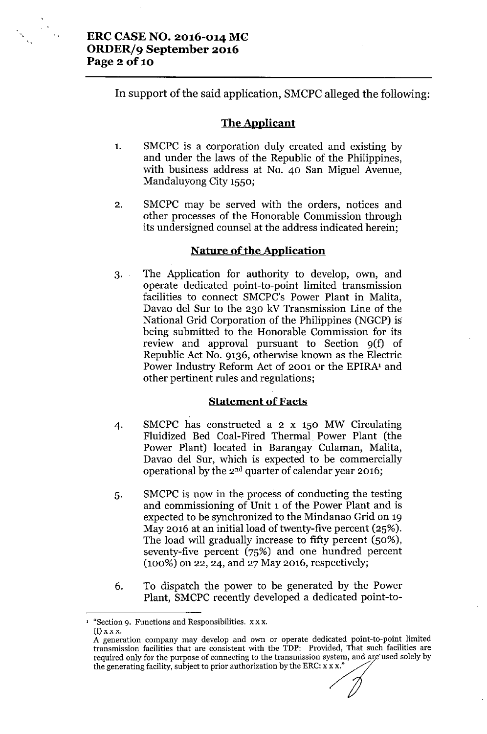In support of the said application, SMCPC alleged the following:

## The Applicant

1. SMCPC is a corporation duly created and existing by and under the laws of the Republic of the Philippines, with business address at No. 40 San Miguel Avenue, Mandaluyong City 1550;

2. SMCPC may be served with the orders, notices and other processes of the Honorable Commission through its undersigned counsel at the address indicated herein;

## Nature of the Application

3. The Application for authority to develop, own, and operate dedicated point-to-point limited transmission facilities to connect SMCPC's Power Plant in Malita, Davao del Sur to the 230 kV Transmission Line of the National Grid Corporation of the Philippines (NGCP) is being submitted to the Honorable Commission for its review and approval pursuant to Section 9(f) of Republic Act No. 9136, otherwise known as the Electric Power Industry Reform Act of 2001 or the EPIRA[1] and other pertinent rules and regulations;

## Statement of Facts

4. SMCPC has constructed a 2 x 150 MW Circulating Fluidized Bed Coal-Fired Thermal Power Plant (the Power Plant) located in Barangay Culaman, Malita, Davao del Sur, which is expected to be commercially operational by the 2nd quarter of calendar year 2016;

5. SMCPC is now in the process of conducting the testing and commissioning of Unit 1 of the Power Plant and is expected to be synchronized to the Mindanao Grid on 19 May 2016 at an initial load of twenty-five percent (25%). The load will gradually increase to fifty percent (50%), seventy-five percent (75%) and one hundred percent (100%) on 22, 24, and 27 May 2016, respectively;

6. To dispatch the power to be generated by the Power Plant, SMCPC recently developed a dedicated point-to-

---

[1] "Section 9. Functions and Responsibilities. x x x.
(f) x x x.
A generation company may develop and own or operate dedicated point-to-point limited transmission facilities that are consistent with the TDP: Provided, That such facilities are required only for the purpose of connecting to the transmission system, and are used solely by the generating facility, subject to prior authorization by the ERC: x x x."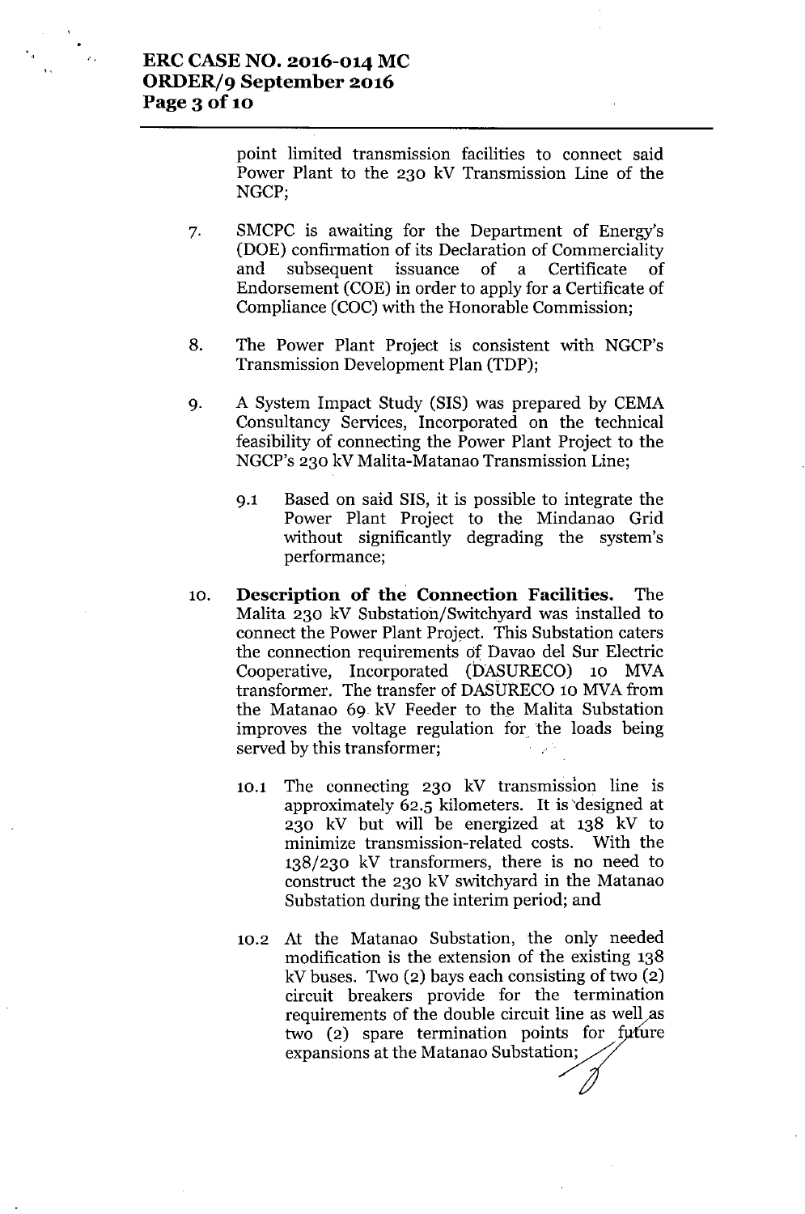point limited transmission facilities to connect said Power Plant to the 230 kV Transmission Line of the NGCP;

7. SMCPC is awaiting for the Department of Energy's (DOE) confirmation of its Declaration of Commerciality and subsequent issuance of a Certificate of Endorsement (COE) in order to apply for a Certificate of Compliance (COC) with the Honorable Commission;

8. The Power Plant Project is consistent with NGCP's Transmission Development Plan (TDP);

9. A System Impact Study (SIS) was prepared by CEMA Consultancy Services, Incorporated on the technical feasibility of connecting the Power Plant Project to the NGCP's 230 kV Malita-Matanao Transmission Line;

   9.1 Based on said SIS, it is possible to integrate the Power Plant Project to the Mindanao Grid without significantly degrading the system's performance;

10. **Description of the Connection Facilities.** The Malita 230 kV Substation/Switchyard was installed to connect the Power Plant Project. This Substation caters the connection requirements of Davao del Sur Electric Cooperative, Incorporated (DASURECO) 10 MVA transformer. The transfer of DASURECO 10 MVA from the Matanao 69 kV Feeder to the Malita Substation improves the voltage regulation for the loads being served by this transformer;

    10.1 The connecting 230 kV transmission line is approximately 62.5 kilometers. It is designed at 230 kV but will be energized at 138 kV to minimize transmission-related costs. With the 138/230 kV transformers, there is no need to construct the 230 kV switchyard in the Matanao Substation during the interim period; and

    10.2 At the Matanao Substation, the only needed modification is the extension of the existing 138 kV buses. Two (2) bays each consisting of two (2) circuit breakers provide for the termination requirements of the double circuit line as well as two (2) spare termination points for future expansions at the Matanao Substation;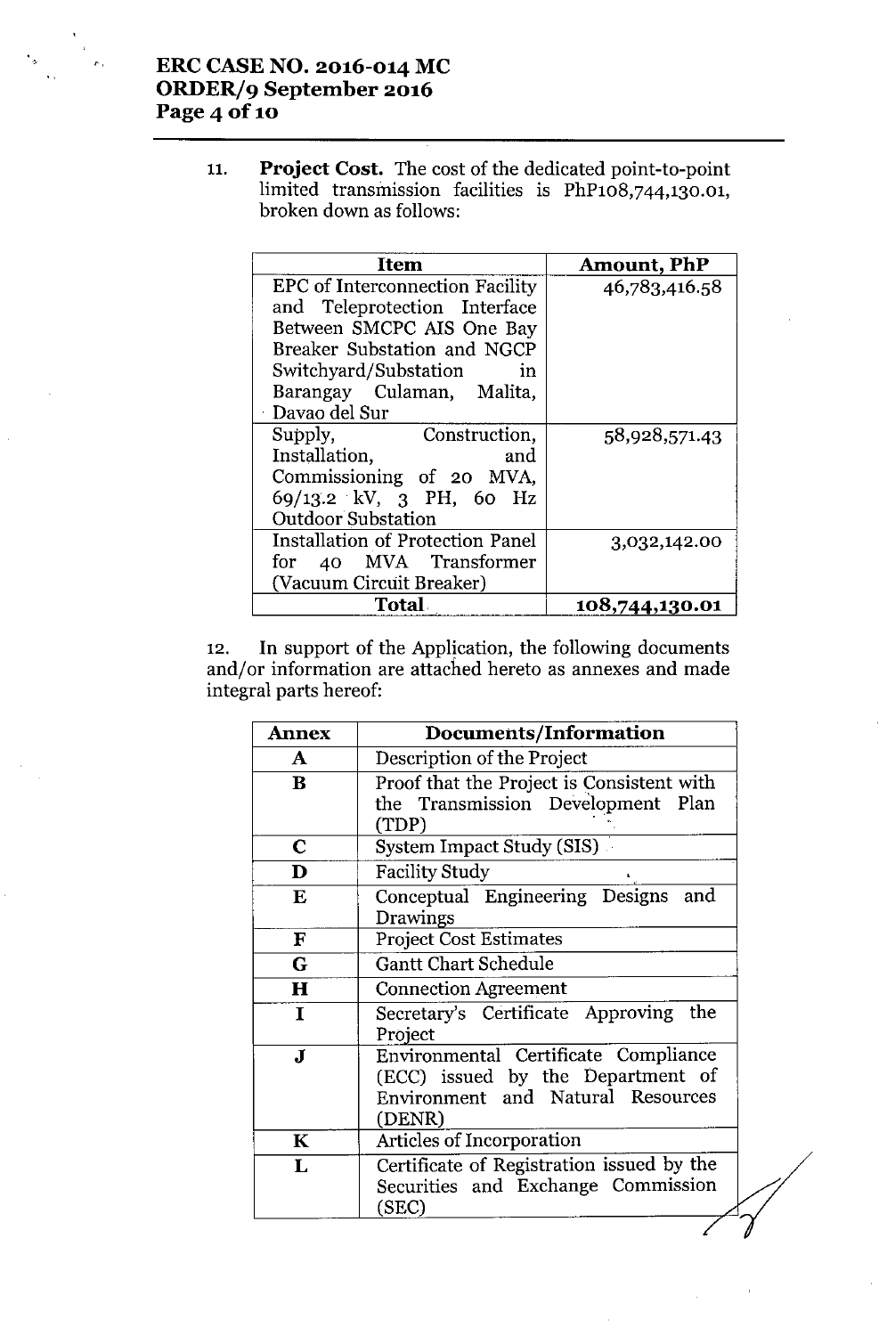11. **Project Cost.** The cost of the dedicated point-to-point limited transmission facilities is PhP108,744,130.01, broken down as follows:

| Item | Amount, PhP |
|---|---|
| EPC of Interconnection Facility and Teleprotection Interface Between SMCPC AIS One Bay Breaker Substation and NGCP Switchyard/Substation in Barangay Culaman, Malita, Davao del Sur | 46,783,416.58 |
| Supply, Construction, Installation, and Commissioning of 20 MVA, 69/13.2 kV, 3 PH, 60 Hz Outdoor Substation | 58,928,571.43 |
| Installation of Protection Panel for 40 MVA Transformer (Vacuum Circuit Breaker) | 3,032,142.00 |
| **Total** | **108,744,130.01** |

12. In support of the Application, the following documents and/or information are attached hereto as annexes and made integral parts hereof:

| Annex | Documents/Information |
|---|---|
| **A** | Description of the Project |
| **B** | Proof that the Project is Consistent with the Transmission Development Plan (TDP) |
| **C** | System Impact Study (SIS) |
| **D** | Facility Study |
| **E** | Conceptual Engineering Designs and Drawings |
| **F** | Project Cost Estimates |
| **G** | Gantt Chart Schedule |
| **H** | Connection Agreement |
| **I** | Secretary's Certificate Approving the Project |
| **J** | Environmental Certificate Compliance (ECC) issued by the Department of Environment and Natural Resources (DENR) |
| **K** | Articles of Incorporation |
| **L** | Certificate of Registration issued by the Securities and Exchange Commission (SEC) |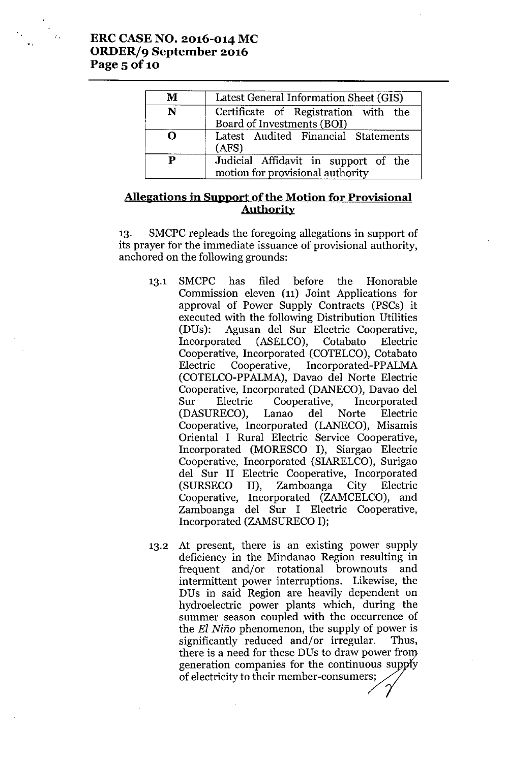| M | Latest General Information Sheet (GIS) |
|---|---|
| N | Certificate of Registration with the Board of Investments (BOI) |
| O | Latest Audited Financial Statements (AFS) |
| P | Judicial Affidavit in support of the motion for provisional authority |

## Allegations in Support of the Motion for Provisional Authority

13. SMCPC repleads the foregoing allegations in support of its prayer for the immediate issuance of provisional authority, anchored on the following grounds:

    13.1 SMCPC has filed before the Honorable Commission eleven (11) Joint Applications for approval of Power Supply Contracts (PSCs) it executed with the following Distribution Utilities (DUs): Agusan del Sur Electric Cooperative, Incorporated (ASELCO), Cotabato Electric Cooperative, Incorporated (COTELCO), Cotabato Electric Cooperative, Incorporated-PPALMA (COTELCO-PPALMA), Davao del Norte Electric Cooperative, Incorporated (DANECO), Davao del Sur Electric Cooperative, Incorporated (DASURECO), Lanao del Norte Electric Cooperative, Incorporated (LANECO), Misamis Oriental I Rural Electric Service Cooperative, Incorporated (MORESCO I), Siargao Electric Cooperative, Incorporated (SIARELCO), Surigao del Sur II Electric Cooperative, Incorporated (SURSECO II), Zamboanga City Electric Cooperative, Incorporated (ZAMCELCO), and Zamboanga del Sur I Electric Cooperative, Incorporated (ZAMSURECO I);

    13.2 At present, there is an existing power supply deficiency in the Mindanao Region resulting in frequent and/or rotational brownouts and intermittent power interruptions. Likewise, the DUs in said Region are heavily dependent on hydroelectric power plants which, during the summer season coupled with the occurrence of the *El Niño* phenomenon, the supply of power is significantly reduced and/or irregular. Thus, there is a need for these DUs to draw power from generation companies for the continuous supply of electricity to their member-consumers;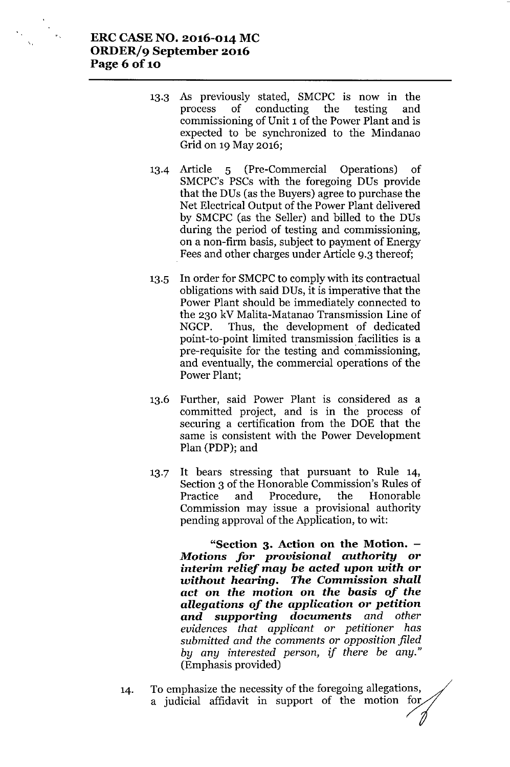13.3 As previously stated, SMCPC is now in the process of conducting the testing and commissioning of Unit 1 of the Power Plant and is expected to be synchronized to the Mindanao Grid on 19 May 2016;

13.4 Article 5 (Pre-Commercial Operations) of SMCPC's PSCs with the foregoing DUs provide that the DUs (as the Buyers) agree to purchase the Net Electrical Output of the Power Plant delivered by SMCPC (as the Seller) and billed to the DUs during the period of testing and commissioning, on a non-firm basis, subject to payment of Energy Fees and other charges under Article 9.3 thereof;

13.5 In order for SMCPC to comply with its contractual obligations with said DUs, it is imperative that the Power Plant should be immediately connected to the 230 kV Malita-Matanao Transmission Line of NGCP. Thus, the development of dedicated point-to-point limited transmission facilities is a pre-requisite for the testing and commissioning, and eventually, the commercial operations of the Power Plant;

13.6 Further, said Power Plant is considered as a committed project, and is in the process of securing a certification from the DOE that the same is consistent with the Power Development Plan (PDP); and

13.7 It bears stressing that pursuant to Rule 14, Section 3 of the Honorable Commission's Rules of Practice and Procedure, the Honorable Commission may issue a provisional authority pending approval of the Application, to wit:

> **"Section 3. Action on the Motion. –** ***Motions for provisional authority or interim relief may be acted upon with or without hearing. The Commission shall act on the motion on the basis of the allegations of the application or petition and supporting documents*** *and other evidences that applicant or petitioner has submitted and the comments or opposition filed by any interested person, if there be any."* (Emphasis provided)

14. To emphasize the necessity of the foregoing allegations, a judicial affidavit in support of the motion for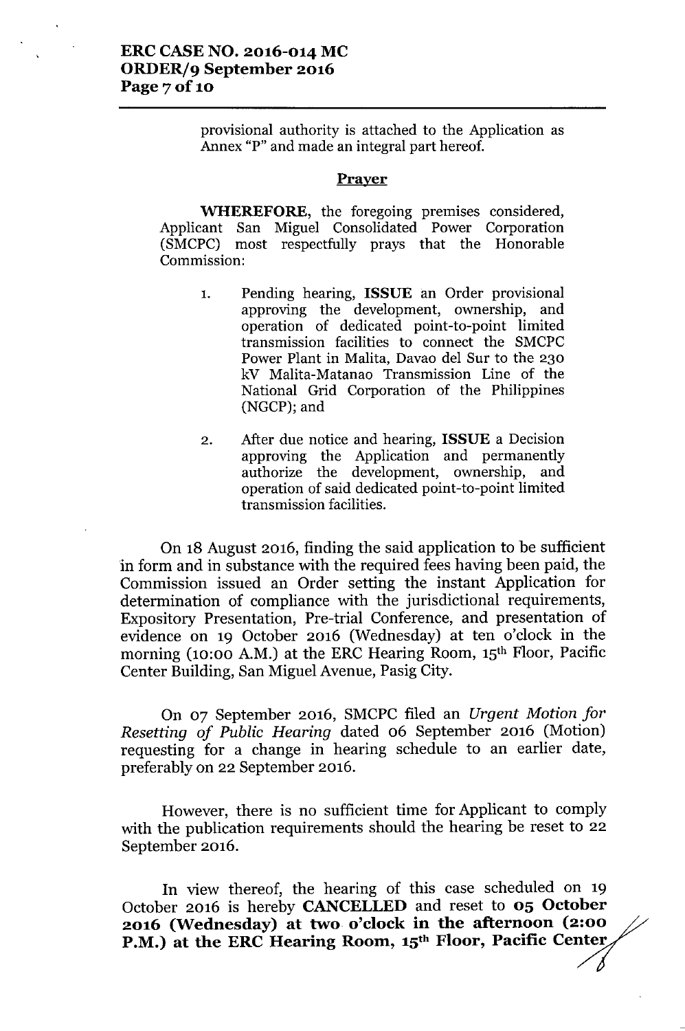provisional authority is attached to the Application as Annex "P" and made an integral part hereof.

**Prayer**

**WHEREFORE**, the foregoing premises considered, Applicant San Miguel Consolidated Power Corporation (SMCPC) most respectfully prays that the Honorable Commission:

1. Pending hearing, **ISSUE** an Order provisional approving the development, ownership, and operation of dedicated point-to-point limited transmission facilities to connect the SMCPC Power Plant in Malita, Davao del Sur to the 230 kV Malita-Matanao Transmission Line of the National Grid Corporation of the Philippines (NGCP); and

2. After due notice and hearing, **ISSUE** a Decision approving the Application and permanently authorize the development, ownership, and operation of said dedicated point-to-point limited transmission facilities.

On 18 August 2016, finding the said application to be sufficient in form and in substance with the required fees having been paid, the Commission issued an Order setting the instant Application for determination of compliance with the jurisdictional requirements, Expository Presentation, Pre-trial Conference, and presentation of evidence on 19 October 2016 (Wednesday) at ten o'clock in the morning (10:00 A.M.) at the ERC Hearing Room, 15th Floor, Pacific Center Building, San Miguel Avenue, Pasig City.

On 07 September 2016, SMCPC filed an *Urgent Motion for Resetting of Public Hearing* dated 06 September 2016 (Motion) requesting for a change in hearing schedule to an earlier date, preferably on 22 September 2016.

However, there is no sufficient time for Applicant to comply with the publication requirements should the hearing be reset to 22 September 2016.

In view thereof, the hearing of this case scheduled on 19 October 2016 is hereby **CANCELLED** and reset to **05 October 2016 (Wednesday) at two o'clock in the afternoon (2:00 P.M.) at the ERC Hearing Room, 15th Floor, Pacific Center**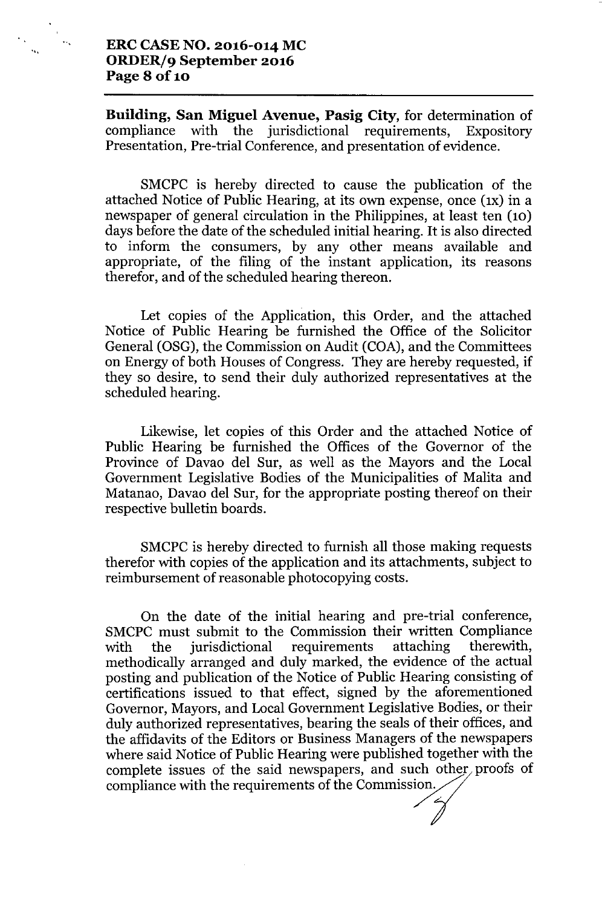**Building, San Miguel Avenue, Pasig City,** for determination of compliance with the jurisdictional requirements, Expository Presentation, Pre-trial Conference, and presentation of evidence.

SMCPC is hereby directed to cause the publication of the attached Notice of Public Hearing, at its own expense, once (1x) in a newspaper of general circulation in the Philippines, at least ten (10) days before the date of the scheduled initial hearing. It is also directed to inform the consumers, by any other means available and appropriate, of the filing of the instant application, its reasons therefor, and of the scheduled hearing thereon.

Let copies of the Application, this Order, and the attached Notice of Public Hearing be furnished the Office of the Solicitor General (OSG), the Commission on Audit (COA), and the Committees on Energy of both Houses of Congress. They are hereby requested, if they so desire, to send their duly authorized representatives at the scheduled hearing.

Likewise, let copies of this Order and the attached Notice of Public Hearing be furnished the Offices of the Governor of the Province of Davao del Sur, as well as the Mayors and the Local Government Legislative Bodies of the Municipalities of Malita and Matanao, Davao del Sur, for the appropriate posting thereof on their respective bulletin boards.

SMCPC is hereby directed to furnish all those making requests therefor with copies of the application and its attachments, subject to reimbursement of reasonable photocopying costs.

On the date of the initial hearing and pre-trial conference, SMCPC must submit to the Commission their written Compliance with the jurisdictional requirements attaching therewith, methodically arranged and duly marked, the evidence of the actual posting and publication of the Notice of Public Hearing consisting of certifications issued to that effect, signed by the aforementioned Governor, Mayors, and Local Government Legislative Bodies, or their duly authorized representatives, bearing the seals of their offices, and the affidavits of the Editors or Business Managers of the newspapers where said Notice of Public Hearing were published together with the complete issues of the said newspapers, and such other proofs of compliance with the requirements of the Commission.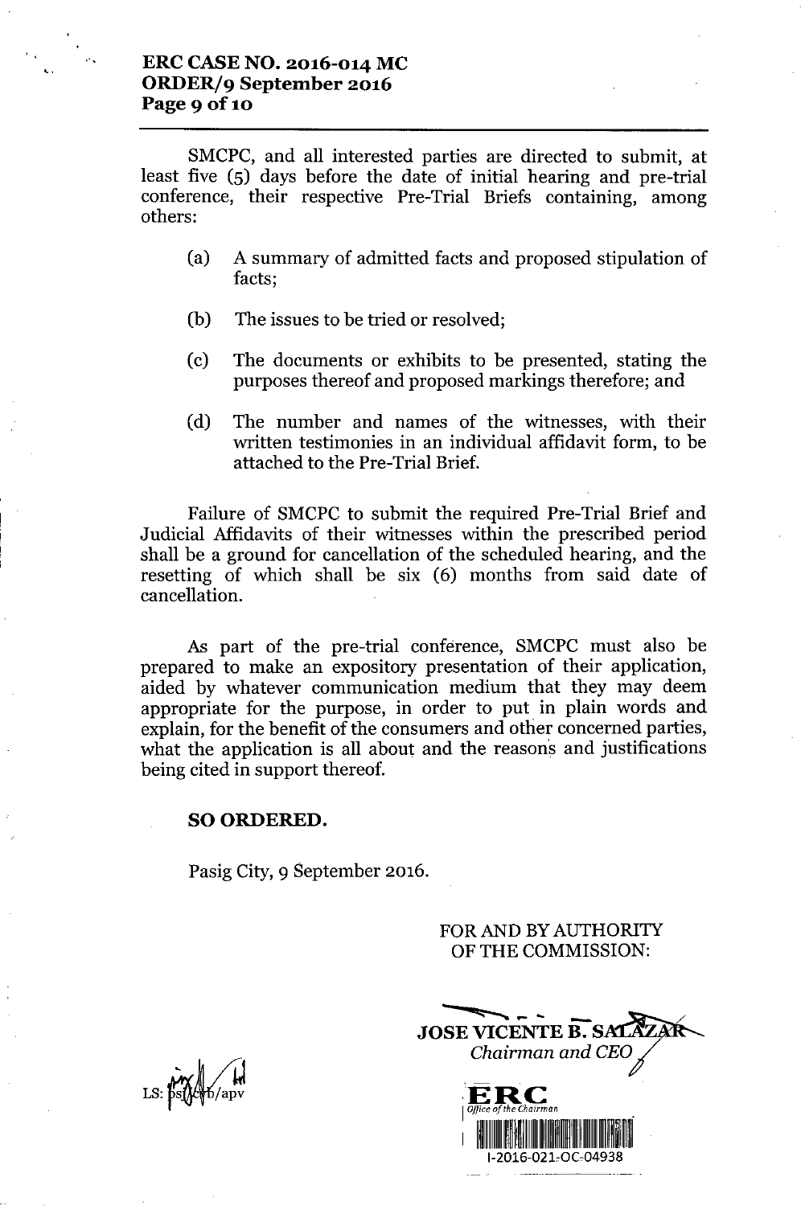SMCPC, and all interested parties are directed to submit, at least five (5) days before the date of initial hearing and pre-trial conference, their respective Pre-Trial Briefs containing, among others:

(a) A summary of admitted facts and proposed stipulation of facts;

(b) The issues to be tried or resolved;

(c) The documents or exhibits to be presented, stating the purposes thereof and proposed markings therefore; and

(d) The number and names of the witnesses, with their written testimonies in an individual affidavit form, to be attached to the Pre-Trial Brief.

Failure of SMCPC to submit the required Pre-Trial Brief and Judicial Affidavits of their witnesses within the prescribed period shall be a ground for cancellation of the scheduled hearing, and the resetting of which shall be six (6) months from said date of cancellation.

As part of the pre-trial conference, SMCPC must also be prepared to make an expository presentation of their application, aided by whatever communication medium that they may deem appropriate for the purpose, in order to put in plain words and explain, for the benefit of the consumers and other concerned parties, what the application is all about and the reasons and justifications being cited in support thereof.

**SO ORDERED.**

Pasig City, 9 September 2016.

FOR AND BY AUTHORITY
OF THE COMMISSION:

**JOSE VICENTE B. SALAZAR**
*Chairman and CEO*

LS: ps/cyb/apv

ERC
Office of the Chairman
I-2016-021-OC-04938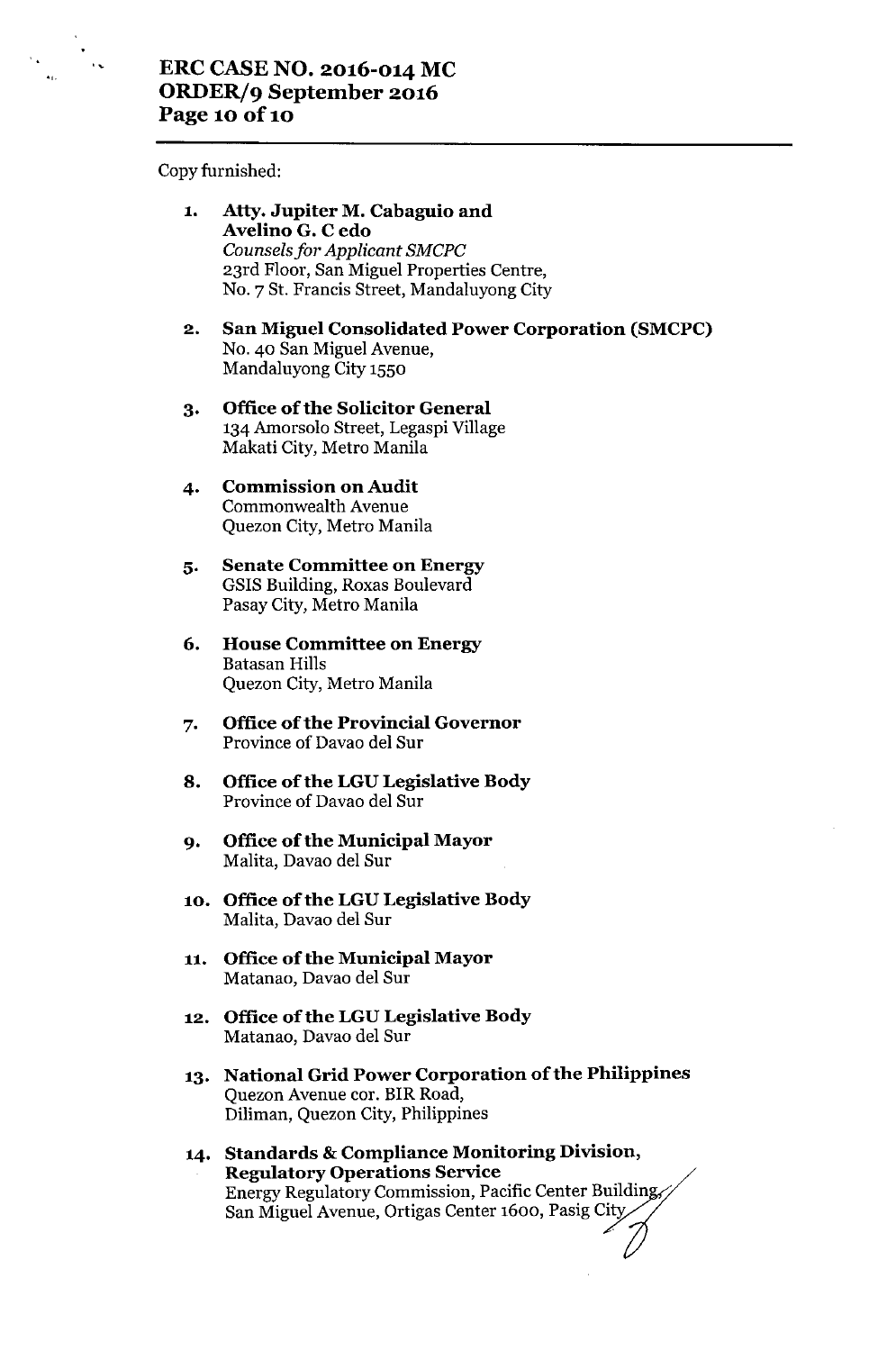Copy furnished:

1. **Atty. Jupiter M. Cabaguio and Avelino G. C edo**
   *Counsels for Applicant SMCPC*
   23rd Floor, San Miguel Properties Centre,
   No. 7 St. Francis Street, Mandaluyong City

2. **San Miguel Consolidated Power Corporation (SMCPC)**
   No. 40 San Miguel Avenue,
   Mandaluyong City 1550

3. **Office of the Solicitor General**
   134 Amorsolo Street, Legaspi Village
   Makati City, Metro Manila

4. **Commission on Audit**
   Commonwealth Avenue
   Quezon City, Metro Manila

5. **Senate Committee on Energy**
   GSIS Building, Roxas Boulevard
   Pasay City, Metro Manila

6. **House Committee on Energy**
   Batasan Hills
   Quezon City, Metro Manila

7. **Office of the Provincial Governor**
   Province of Davao del Sur

8. **Office of the LGU Legislative Body**
   Province of Davao del Sur

9. **Office of the Municipal Mayor**
   Malita, Davao del Sur

10. **Office of the LGU Legislative Body**
    Malita, Davao del Sur

11. **Office of the Municipal Mayor**
    Matanao, Davao del Sur

12. **Office of the LGU Legislative Body**
    Matanao, Davao del Sur

13. **National Grid Power Corporation of the Philippines**
    Quezon Avenue cor. BIR Road,
    Diliman, Quezon City, Philippines

14. **Standards & Compliance Monitoring Division, Regulatory Operations Service**
    Energy Regulatory Commission, Pacific Center Building,
    San Miguel Avenue, Ortigas Center 1600, Pasig City